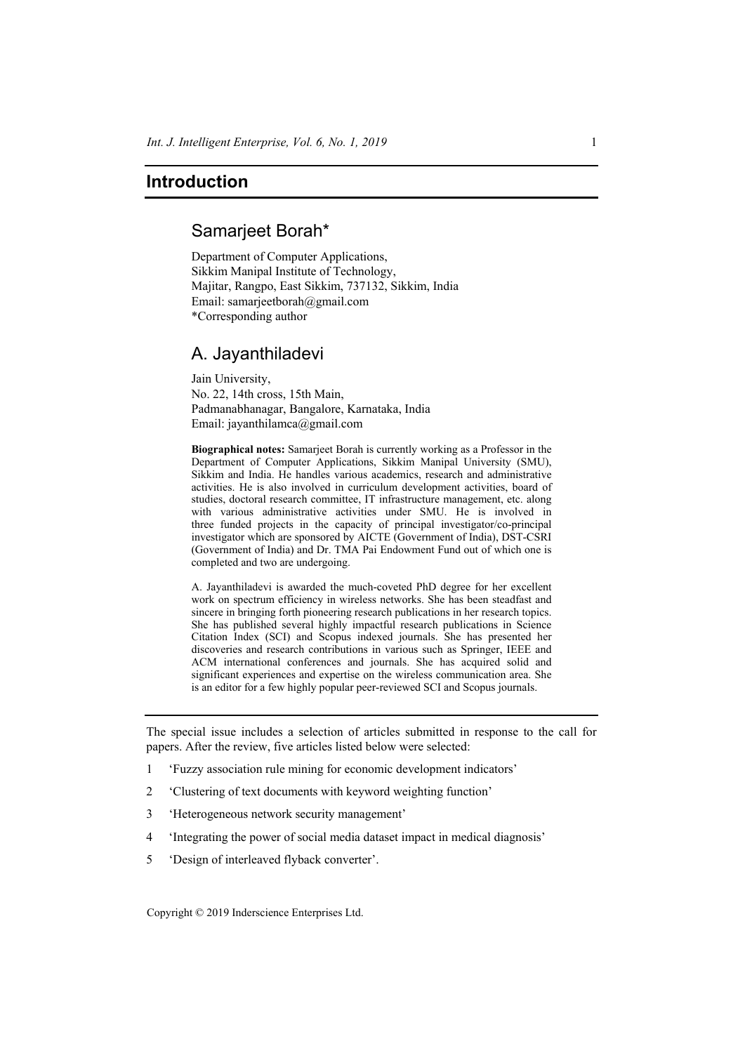# Introduction

## Samarjeet Borah*

Department of Computer Applications,
Sikkim Manipal Institute of Technology,
Majitar, Rangpo, East Sikkim, 737132, Sikkim, India
Email: samarjeetborah@gmail.com
*Corresponding author

## A. Jayanthiladevi

Jain University,
No. 22, 14th cross, 15th Main,
Padmanabhanagar, Bangalore, Karnataka, India
Email: jayanthilamca@gmail.com

**Biographical notes:** Samarjeet Borah is currently working as a Professor in the Department of Computer Applications, Sikkim Manipal University (SMU), Sikkim and India. He handles various academics, research and administrative activities. He is also involved in curriculum development activities, board of studies, doctoral research committee, IT infrastructure management, etc. along with various administrative activities under SMU. He is involved in three funded projects in the capacity of principal investigator/co-principal investigator which are sponsored by AICTE (Government of India), DST-CSRI (Government of India) and Dr. TMA Pai Endowment Fund out of which one is completed and two are undergoing.

A. Jayanthiladevi is awarded the much-coveted PhD degree for her excellent work on spectrum efficiency in wireless networks. She has been steadfast and sincere in bringing forth pioneering research publications in her research topics. She has published several highly impactful research publications in Science Citation Index (SCI) and Scopus indexed journals. She has presented her discoveries and research contributions in various such as Springer, IEEE and ACM international conferences and journals. She has acquired solid and significant experiences and expertise on the wireless communication area. She is an editor for a few highly popular peer-reviewed SCI and Scopus journals.

---

The special issue includes a selection of articles submitted in response to the call for papers. After the review, five articles listed below were selected:

1. 'Fuzzy association rule mining for economic development indicators'
2. 'Clustering of text documents with keyword weighting function'
3. 'Heterogeneous network security management'
4. 'Integrating the power of social media dataset impact in medical diagnosis'
5. 'Design of interleaved flyback converter'.

Copyright © 2019 Inderscience Enterprises Ltd.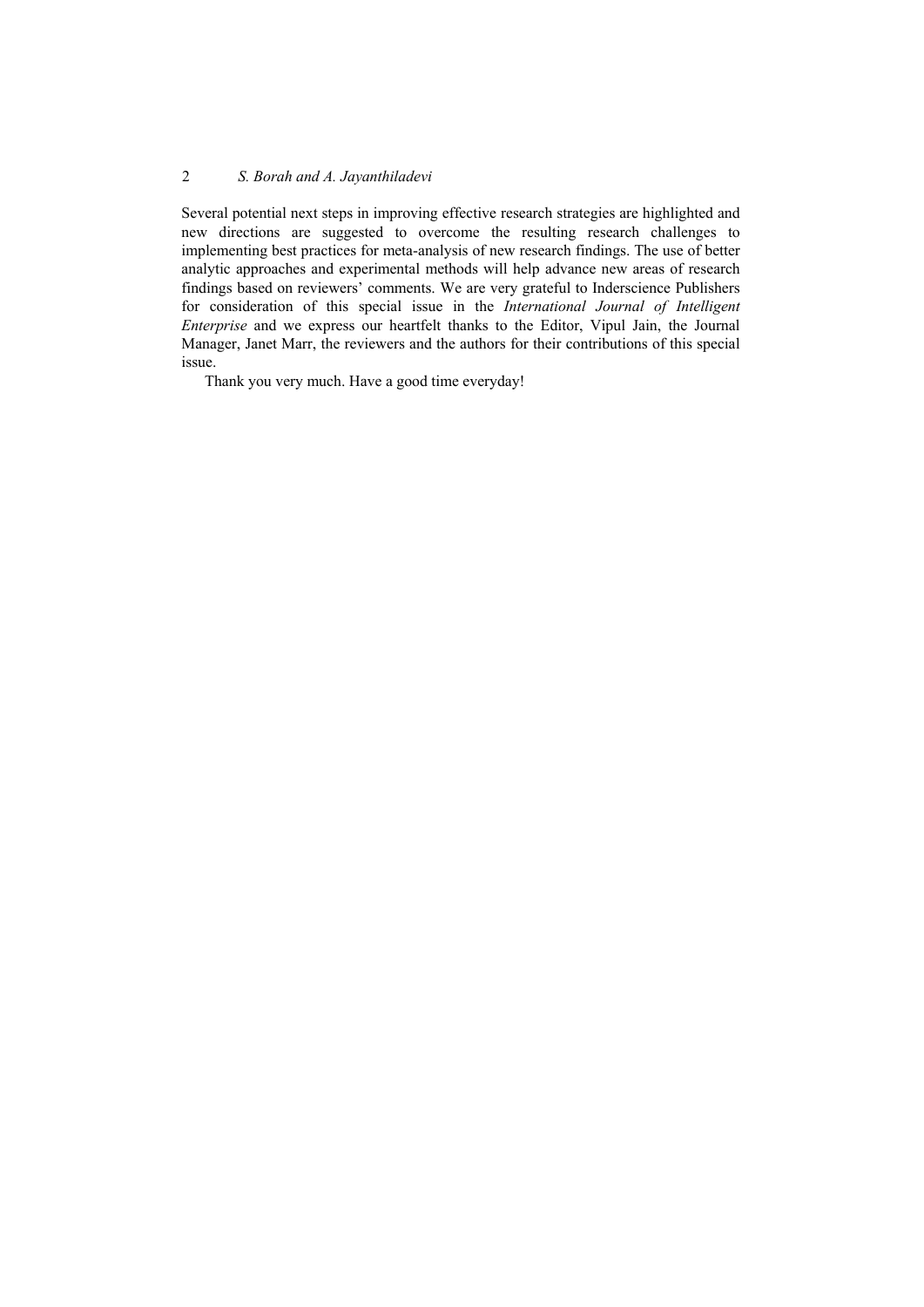Several potential next steps in improving effective research strategies are highlighted and new directions are suggested to overcome the resulting research challenges to implementing best practices for meta-analysis of new research findings. The use of better analytic approaches and experimental methods will help advance new areas of research findings based on reviewers' comments. We are very grateful to Inderscience Publishers for consideration of this special issue in the *International Journal of Intelligent Enterprise* and we express our heartfelt thanks to the Editor, Vipul Jain, the Journal Manager, Janet Marr, the reviewers and the authors for their contributions of this special issue.

Thank you very much. Have a good time everyday!